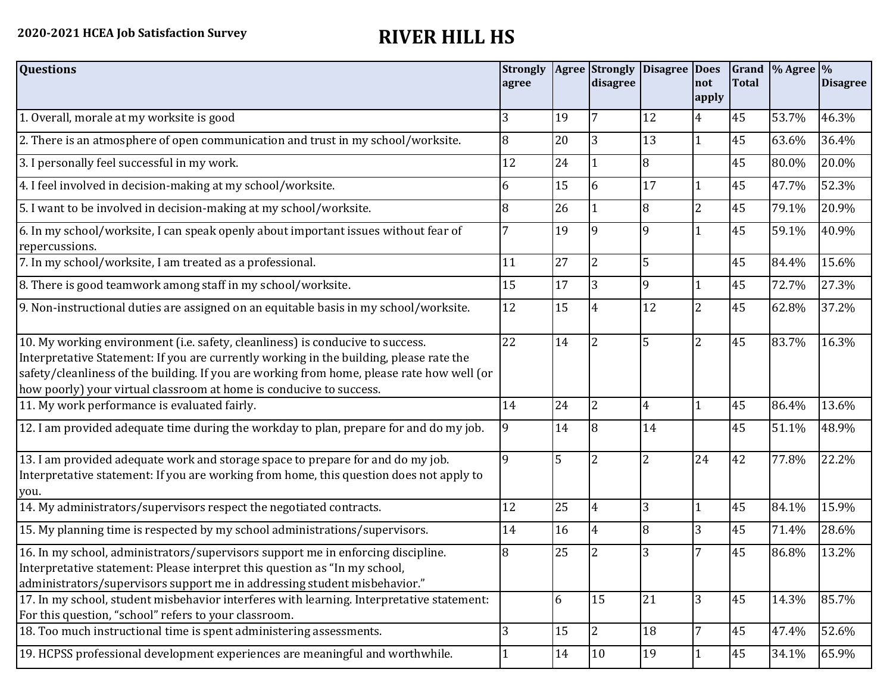**2020-2021 HCEA Job Satisfaction Survey**

# RIVER HILL HS

| Questions | Strongly agree | Agree | Strongly disagree | Disagree | Does not apply | Grand Total | % Agree | % Disagree |
|---|---|---|---|---|---|---|---|---|
| 1. Overall, morale at my worksite is good | 3 | 19 | 7 | 12 | 4 | 45 | 53.7% | 46.3% |
| 2. There is an atmosphere of open communication and trust in my school/worksite. | 8 | 20 | 3 | 13 | 1 | 45 | 63.6% | 36.4% |
| 3. I personally feel successful in my work. | 12 | 24 | 1 | 8 | | 45 | 80.0% | 20.0% |
| 4. I feel involved in decision-making at my school/worksite. | 6 | 15 | 6 | 17 | 1 | 45 | 47.7% | 52.3% |
| 5. I want to be involved in decision-making at my school/worksite. | 8 | 26 | 1 | 8 | 2 | 45 | 79.1% | 20.9% |
| 6. In my school/worksite, I can speak openly about important issues without fear of repercussions. | 7 | 19 | 9 | 9 | 1 | 45 | 59.1% | 40.9% |
| 7. In my school/worksite, I am treated as a professional. | 11 | 27 | 2 | 5 | | 45 | 84.4% | 15.6% |
| 8. There is good teamwork among staff in my school/worksite. | 15 | 17 | 3 | 9 | 1 | 45 | 72.7% | 27.3% |
| 9. Non-instructional duties are assigned on an equitable basis in my school/worksite. | 12 | 15 | 4 | 12 | 2 | 45 | 62.8% | 37.2% |
| 10. My working environment (i.e. safety, cleanliness) is conducive to success. Interpretative Statement: If you are currently working in the building, please rate the safety/cleanliness of the building. If you are working from home, please rate how well (or how poorly) your virtual classroom at home is conducive to success. | 22 | 14 | 2 | 5 | 2 | 45 | 83.7% | 16.3% |
| 11. My work performance is evaluated fairly. | 14 | 24 | 2 | 4 | 1 | 45 | 86.4% | 13.6% |
| 12. I am provided adequate time during the workday to plan, prepare for and do my job. | 9 | 14 | 8 | 14 | | 45 | 51.1% | 48.9% |
| 13. I am provided adequate work and storage space to prepare for and do my job. Interpretative statement: If you are working from home, this question does not apply to you. | 9 | 5 | 2 | 2 | 24 | 42 | 77.8% | 22.2% |
| 14. My administrators/supervisors respect the negotiated contracts. | 12 | 25 | 4 | 3 | 1 | 45 | 84.1% | 15.9% |
| 15. My planning time is respected by my school administrations/supervisors. | 14 | 16 | 4 | 8 | 3 | 45 | 71.4% | 28.6% |
| 16. In my school, administrators/supervisors support me in enforcing discipline. Interpretative statement: Please interpret this question as "In my school, administrators/supervisors support me in addressing student misbehavior." | 8 | 25 | 2 | 3 | 7 | 45 | 86.8% | 13.2% |
| 17. In my school, student misbehavior interferes with learning. Interpretative statement: For this question, "school" refers to your classroom. | | 6 | 15 | 21 | 3 | 45 | 14.3% | 85.7% |
| 18. Too much instructional time is spent administering assessments. | 3 | 15 | 2 | 18 | 7 | 45 | 47.4% | 52.6% |
| 19. HCPSS professional development experiences are meaningful and worthwhile. | 1 | 14 | 10 | 19 | 1 | 45 | 34.1% | 65.9% |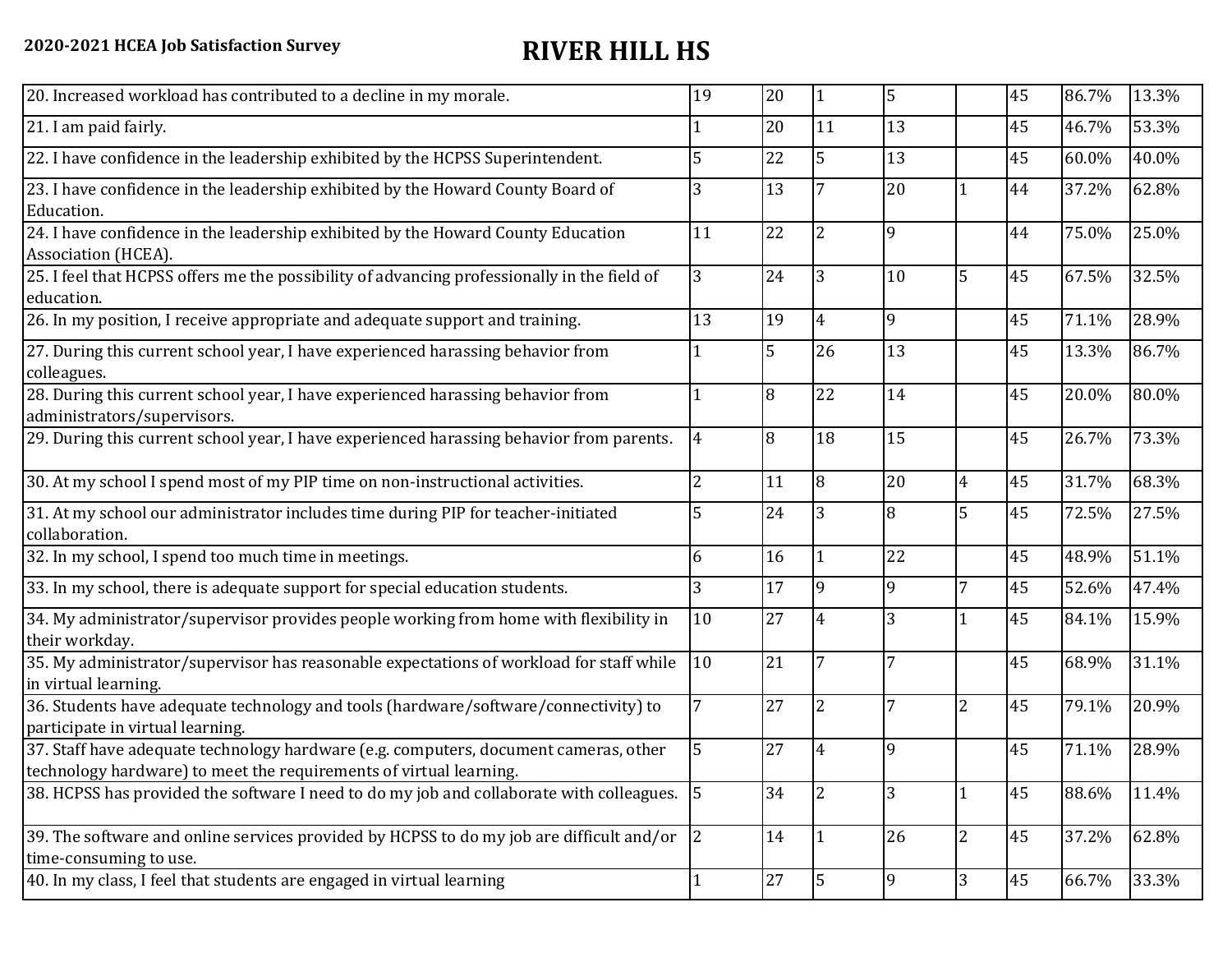**2020-2021 HCEA Job Satisfaction Survey**

# RIVER HILL HS

| | | | | | | | | |
|---|---|---|---|---|---|---|---|---|
| 20. Increased workload has contributed to a decline in my morale. | 19 | 20 | 1 | 5 | | 45 | 86.7% | 13.3% |
| 21. I am paid fairly. | 1 | 20 | 11 | 13 | | 45 | 46.7% | 53.3% |
| 22. I have confidence in the leadership exhibited by the HCPSS Superintendent. | 5 | 22 | 5 | 13 | | 45 | 60.0% | 40.0% |
| 23. I have confidence in the leadership exhibited by the Howard County Board of Education. | 3 | 13 | 7 | 20 | 1 | 44 | 37.2% | 62.8% |
| 24. I have confidence in the leadership exhibited by the Howard County Education Association (HCEA). | 11 | 22 | 2 | 9 | | 44 | 75.0% | 25.0% |
| 25. I feel that HCPSS offers me the possibility of advancing professionally in the field of education. | 3 | 24 | 3 | 10 | 5 | 45 | 67.5% | 32.5% |
| 26. In my position, I receive appropriate and adequate support and training. | 13 | 19 | 4 | 9 | | 45 | 71.1% | 28.9% |
| 27. During this current school year, I have experienced harassing behavior from colleagues. | 1 | 5 | 26 | 13 | | 45 | 13.3% | 86.7% |
| 28. During this current school year, I have experienced harassing behavior from administrators/supervisors. | 1 | 8 | 22 | 14 | | 45 | 20.0% | 80.0% |
| 29. During this current school year, I have experienced harassing behavior from parents. | 4 | 8 | 18 | 15 | | 45 | 26.7% | 73.3% |
| 30. At my school I spend most of my PIP time on non-instructional activities. | 2 | 11 | 8 | 20 | 4 | 45 | 31.7% | 68.3% |
| 31. At my school our administrator includes time during PIP for teacher-initiated collaboration. | 5 | 24 | 3 | 8 | 5 | 45 | 72.5% | 27.5% |
| 32. In my school, I spend too much time in meetings. | 6 | 16 | 1 | 22 | | 45 | 48.9% | 51.1% |
| 33. In my school, there is adequate support for special education students. | 3 | 17 | 9 | 9 | 7 | 45 | 52.6% | 47.4% |
| 34. My administrator/supervisor provides people working from home with flexibility in their workday. | 10 | 27 | 4 | 3 | 1 | 45 | 84.1% | 15.9% |
| 35. My administrator/supervisor has reasonable expectations of workload for staff while in virtual learning. | 10 | 21 | 7 | 7 | | 45 | 68.9% | 31.1% |
| 36. Students have adequate technology and tools (hardware/software/connectivity) to participate in virtual learning. | 7 | 27 | 2 | 7 | 2 | 45 | 79.1% | 20.9% |
| 37. Staff have adequate technology hardware (e.g. computers, document cameras, other technology hardware) to meet the requirements of virtual learning. | 5 | 27 | 4 | 9 | | 45 | 71.1% | 28.9% |
| 38. HCPSS has provided the software I need to do my job and collaborate with colleagues. | 5 | 34 | 2 | 3 | 1 | 45 | 88.6% | 11.4% |
| 39. The software and online services provided by HCPSS to do my job are difficult and/or time-consuming to use. | 2 | 14 | 1 | 26 | 2 | 45 | 37.2% | 62.8% |
| 40. In my class, I feel that students are engaged in virtual learning | 1 | 27 | 5 | 9 | 3 | 45 | 66.7% | 33.3% |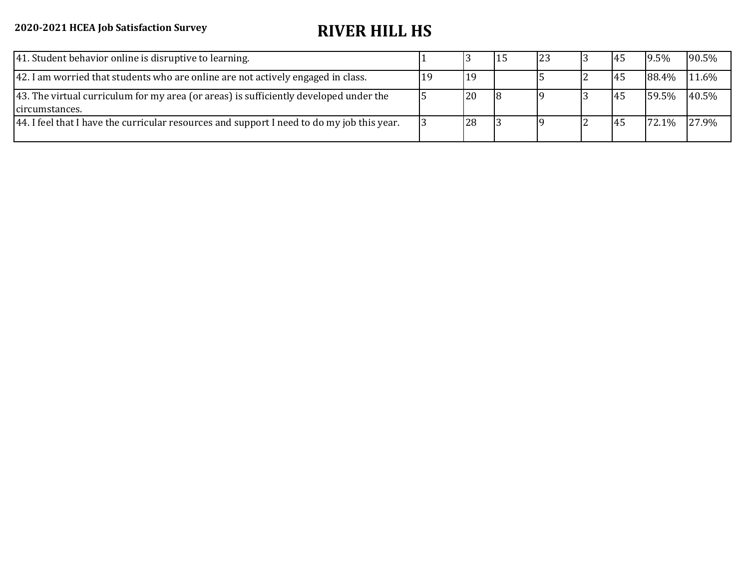2020-2021 HCEA Job Satisfaction Survey

# RIVER HILL HS

| | | | | | | | | |
|---|---|---|---|---|---|---|---|---|
| 41. Student behavior online is disruptive to learning. | 1 | 3 | 15 | 23 | 3 | 45 | 9.5% | 90.5% |
| 42. I am worried that students who are online are not actively engaged in class. | 19 | 19 | | 5 | 2 | 45 | 88.4% | 11.6% |
| 43. The virtual curriculum for my area (or areas) is sufficiently developed under the circumstances. | 5 | 20 | 8 | 9 | 3 | 45 | 59.5% | 40.5% |
| 44. I feel that I have the curricular resources and support I need to do my job this year. | 3 | 28 | 3 | 9 | 2 | 45 | 72.1% | 27.9% |